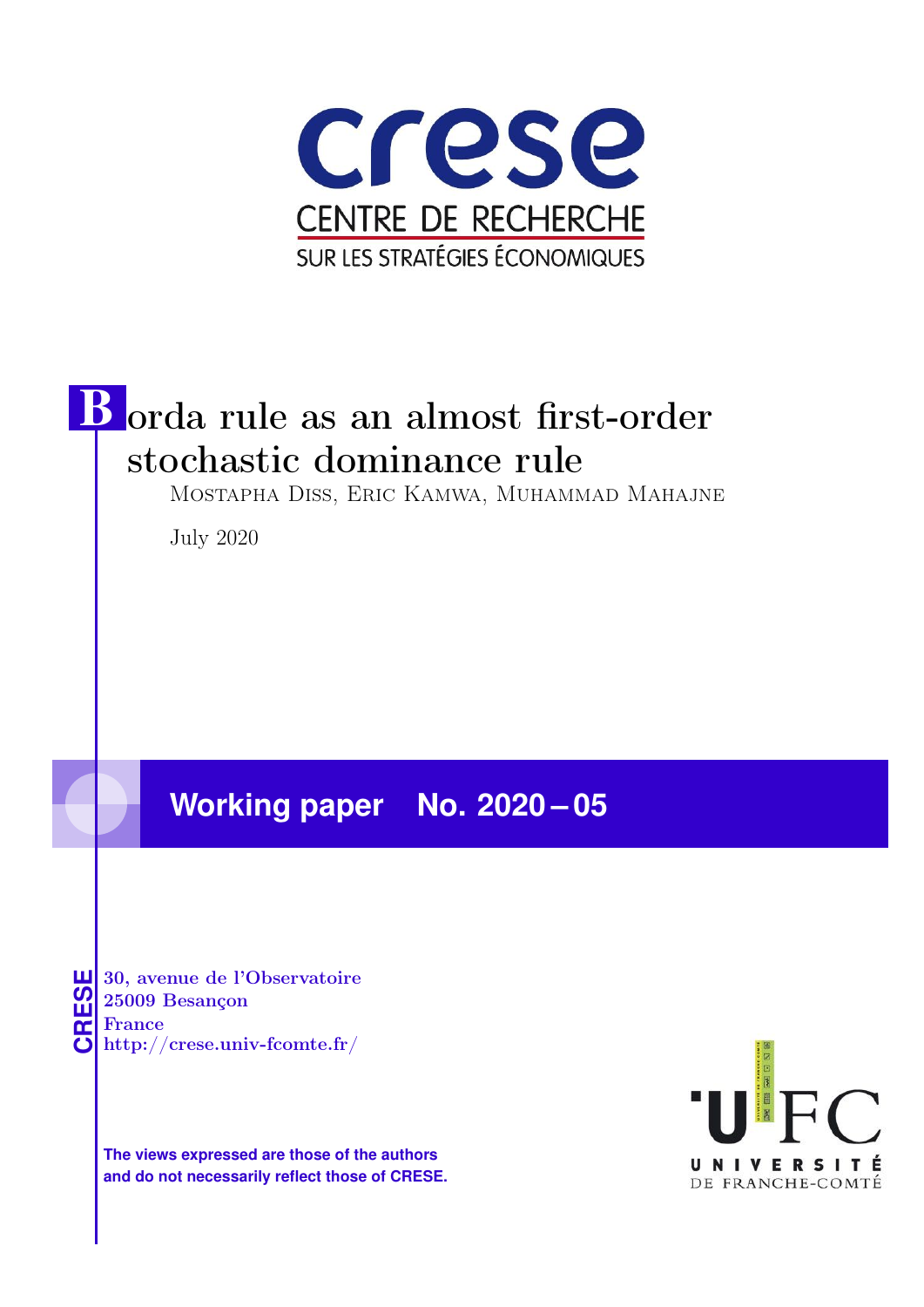crese

CENTRE DE RECHERCHE

SUR LES STRATÉGIES ÉCONOMIQUES

# Borda rule as an almost first-order stochastic dominance rule

Mostapha Diss, Eric Kamwa, Muhammad Mahajne

July 2020

**Working paper No. 2020 – 05**

CRESE

30, avenue de l'Observatoire
25009 Besançon
France
http://crese.univ-fcomte.fr/

**The views expressed are those of the authors and do not necessarily reflect those of CRESE.**

UFC

UNIVERSITÉ DE FRANCHE-COMTÉ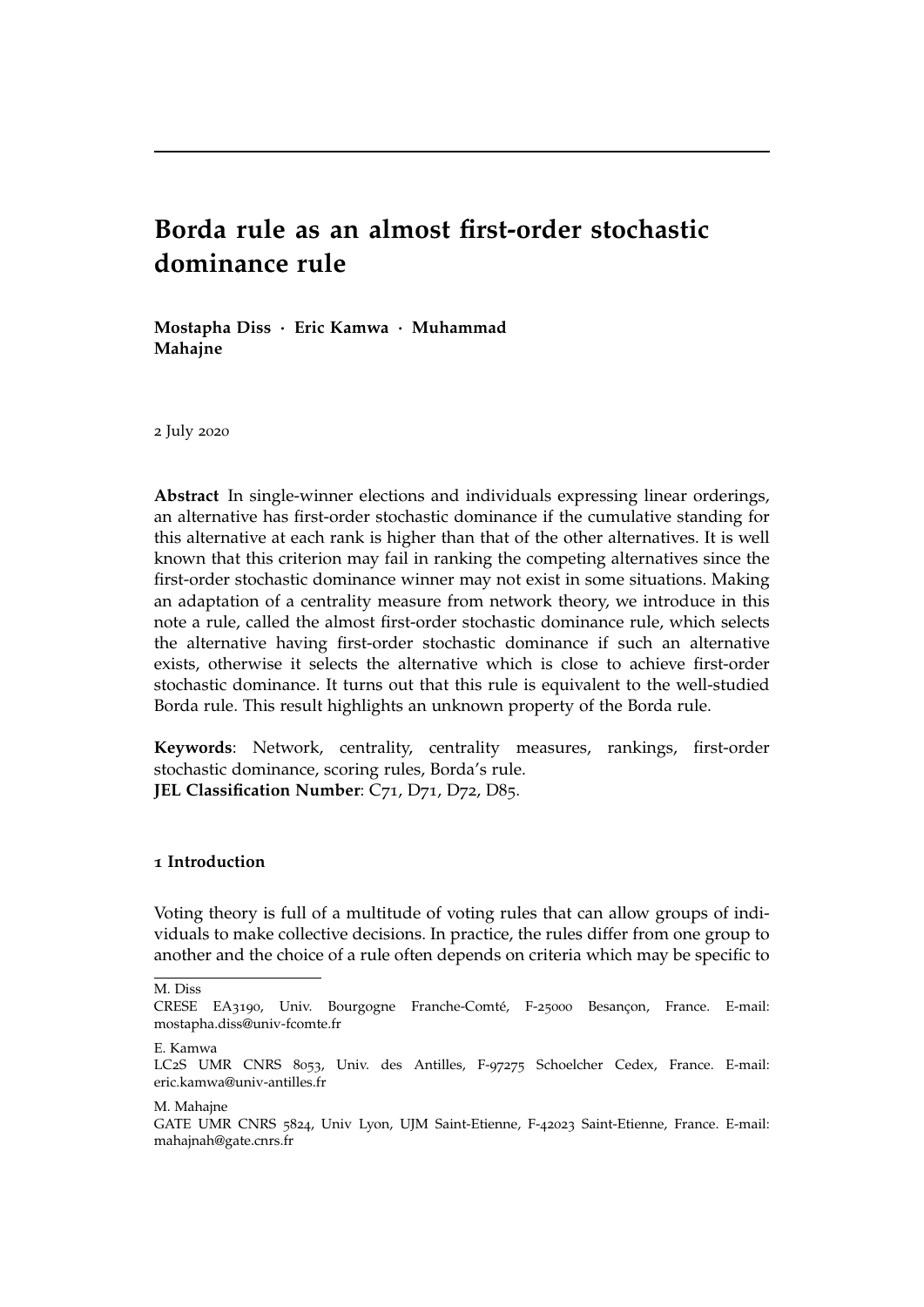# Borda rule as an almost first-order stochastic dominance rule

**Mostapha Diss · Eric Kamwa · Muhammad Mahajne**

2 July 2020

**Abstract** In single-winner elections and individuals expressing linear orderings, an alternative has first-order stochastic dominance if the cumulative standing for this alternative at each rank is higher than that of the other alternatives. It is well known that this criterion may fail in ranking the competing alternatives since the first-order stochastic dominance winner may not exist in some situations. Making an adaptation of a centrality measure from network theory, we introduce in this note a rule, called the almost first-order stochastic dominance rule, which selects the alternative having first-order stochastic dominance if such an alternative exists, otherwise it selects the alternative which is close to achieve first-order stochastic dominance. It turns out that this rule is equivalent to the well-studied Borda rule. This result highlights an unknown property of the Borda rule.

**Keywords**: Network, centrality, centrality measures, rankings, first-order stochastic dominance, scoring rules, Borda's rule.
**JEL Classification Number**: C71, D71, D72, D85.

## 1 Introduction

Voting theory is full of a multitude of voting rules that can allow groups of individuals to make collective decisions. In practice, the rules differ from one group to another and the choice of a rule often depends on criteria which may be specific to

---

M. Diss
CRESE EA3190, Univ. Bourgogne Franche-Comté, F-25000 Besançon, France. E-mail: mostapha.diss@univ-fcomte.fr

E. Kamwa
LC2S UMR CNRS 8053, Univ. des Antilles, F-97275 Schoelcher Cedex, France. E-mail: eric.kamwa@univ-antilles.fr

M. Mahajne
GATE UMR CNRS 5824, Univ Lyon, UJM Saint-Etienne, F-42023 Saint-Etienne, France. E-mail: mahajnah@gate.cnrs.fr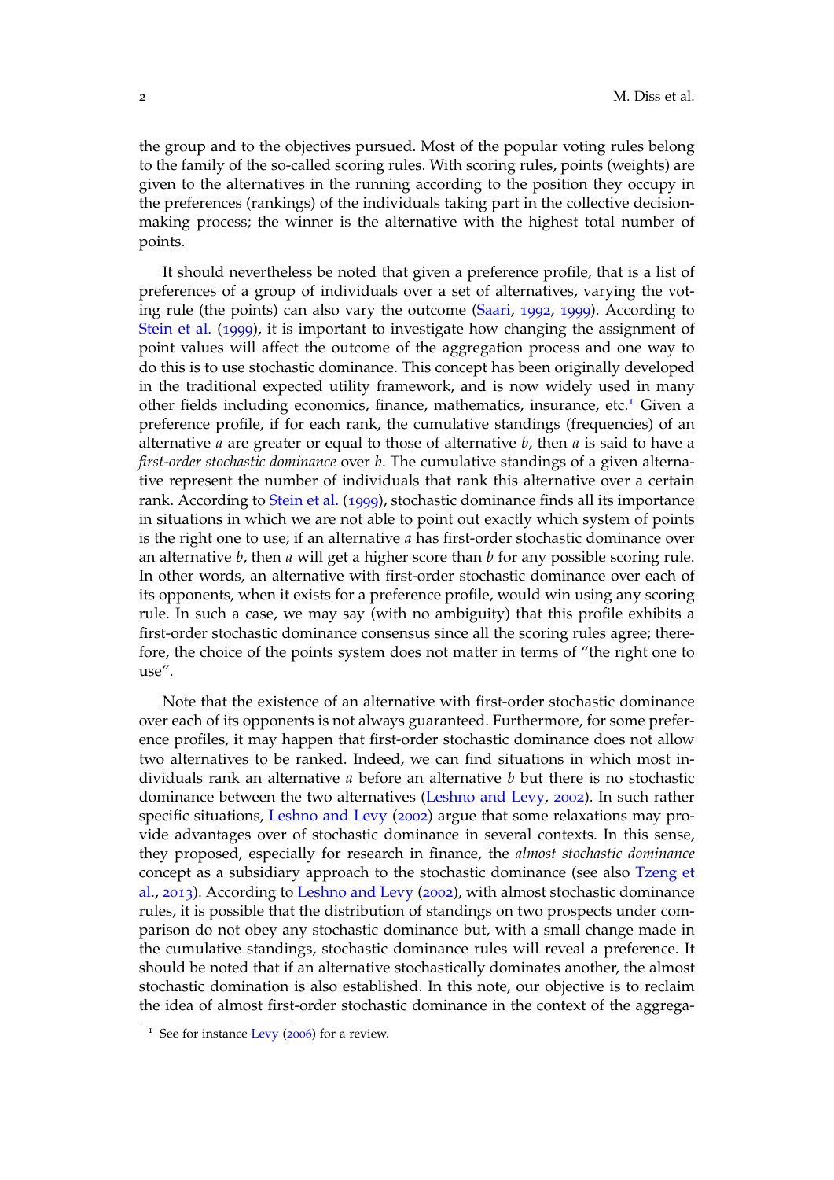the group and to the objectives pursued. Most of the popular voting rules belong to the family of the so-called scoring rules. With scoring rules, points (weights) are given to the alternatives in the running according to the position they occupy in the preferences (rankings) of the individuals taking part in the collective decision-making process; the winner is the alternative with the highest total number of points.

It should nevertheless be noted that given a preference profile, that is a list of preferences of a group of individuals over a set of alternatives, varying the voting rule (the points) can also vary the outcome (Saari, 1992, 1999). According to Stein et al. (1999), it is important to investigate how changing the assignment of point values will affect the outcome of the aggregation process and one way to do this is to use stochastic dominance. This concept has been originally developed in the traditional expected utility framework, and is now widely used in many other fields including economics, finance, mathematics, insurance, etc.[1] Given a preference profile, if for each rank, the cumulative standings (frequencies) of an alternative $a$ are greater or equal to those of alternative $b$, then $a$ is said to have a *first-order stochastic dominance* over $b$. The cumulative standings of a given alternative represent the number of individuals that rank this alternative over a certain rank. According to Stein et al. (1999), stochastic dominance finds all its importance in situations in which we are not able to point out exactly which system of points is the right one to use; if an alternative $a$ has first-order stochastic dominance over an alternative $b$, then $a$ will get a higher score than $b$ for any possible scoring rule. In other words, an alternative with first-order stochastic dominance over each of its opponents, when it exists for a preference profile, would win using any scoring rule. In such a case, we may say (with no ambiguity) that this profile exhibits a first-order stochastic dominance consensus since all the scoring rules agree; therefore, the choice of the points system does not matter in terms of "the right one to use".

Note that the existence of an alternative with first-order stochastic dominance over each of its opponents is not always guaranteed. Furthermore, for some preference profiles, it may happen that first-order stochastic dominance does not allow two alternatives to be ranked. Indeed, we can find situations in which most individuals rank an alternative $a$ before an alternative $b$ but there is no stochastic dominance between the two alternatives (Leshno and Levy, 2002). In such rather specific situations, Leshno and Levy (2002) argue that some relaxations may provide advantages over of stochastic dominance in several contexts. In this sense, they proposed, especially for research in finance, the *almost stochastic dominance* concept as a subsidiary approach to the stochastic dominance (see also Tzeng et al., 2013). According to Leshno and Levy (2002), with almost stochastic dominance rules, it is possible that the distribution of standings on two prospects under comparison do not obey any stochastic dominance but, with a small change made in the cumulative standings, stochastic dominance rules will reveal a preference. It should be noted that if an alternative stochastically dominates another, the almost stochastic domination is also established. In this note, our objective is to reclaim the idea of almost first-order stochastic dominance in the context of the aggrega-

[1] See for instance Levy (2006) for a review.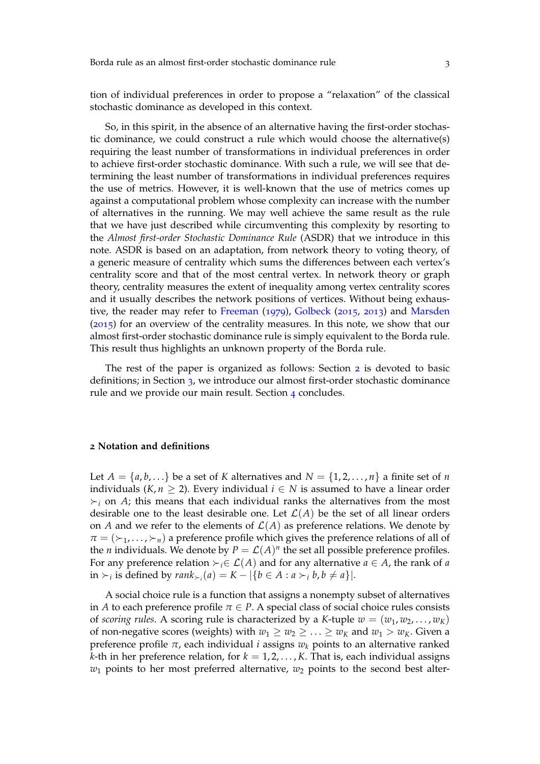tion of individual preferences in order to propose a "relaxation" of the classical stochastic dominance as developed in this context.

So, in this spirit, in the absence of an alternative having the first-order stochastic dominance, we could construct a rule which would choose the alternative(s) requiring the least number of transformations in individual preferences in order to achieve first-order stochastic dominance. With such a rule, we will see that determining the least number of transformations in individual preferences requires the use of metrics. However, it is well-known that the use of metrics comes up against a computational problem whose complexity can increase with the number of alternatives in the running. We may well achieve the same result as the rule that we have just described while circumventing this complexity by resorting to the *Almost first-order Stochastic Dominance Rule* (ASDR) that we introduce in this note. ASDR is based on an adaptation, from network theory to voting theory, of a generic measure of centrality which sums the differences between each vertex's centrality score and that of the most central vertex. In network theory or graph theory, centrality measures the extent of inequality among vertex centrality scores and it usually describes the network positions of vertices. Without being exhaustive, the reader may refer to Freeman (1979), Golbeck (2015, 2013) and Marsden (2015) for an overview of the centrality measures. In this note, we show that our almost first-order stochastic dominance rule is simply equivalent to the Borda rule. This result thus highlights an unknown property of the Borda rule.

The rest of the paper is organized as follows: Section 2 is devoted to basic definitions; in Section 3, we introduce our almost first-order stochastic dominance rule and we provide our main result. Section 4 concludes.

## 2 Notation and definitions

Let $A = \{a, b, \ldots\}$ be a set of $K$ alternatives and $N = \{1, 2, \ldots, n\}$ a finite set of $n$ individuals ($K, n \geq 2$). Every individual $i \in N$ is assumed to have a linear order $\succ_i$ on $A$; this means that each individual ranks the alternatives from the most desirable one to the least desirable one. Let $\mathcal{L}(A)$ be the set of all linear orders on $A$ and we refer to the elements of $\mathcal{L}(A)$ as preference relations. We denote by $\pi = (\succ_1, \ldots, \succ_n)$ a preference profile which gives the preference relations of all of the $n$ individuals. We denote by $P = \mathcal{L}(A)^n$ the set all possible preference profiles. For any preference relation $\succ_i \in \mathcal{L}(A)$ and for any alternative $a \in A$, the rank of $a$ in $\succ_i$ is defined by $rank_{\succ_i}(a) = K - |\{b \in A : a \succ_i b, b \neq a\}|$.

A social choice rule is a function that assigns a nonempty subset of alternatives in $A$ to each preference profile $\pi \in P$. A special class of social choice rules consists of *scoring rules*. A scoring rule is characterized by a $K$-tuple $w = (w_1, w_2, \ldots, w_K)$ of non-negative scores (weights) with $w_1 \geq w_2 \geq \ldots \geq w_K$ and $w_1 > w_K$. Given a preference profile $\pi$, each individual $i$ assigns $w_k$ points to an alternative ranked $k$-th in her preference relation, for $k = 1, 2, \ldots, K$. That is, each individual assigns $w_1$ points to her most preferred alternative, $w_2$ points to the second best alter-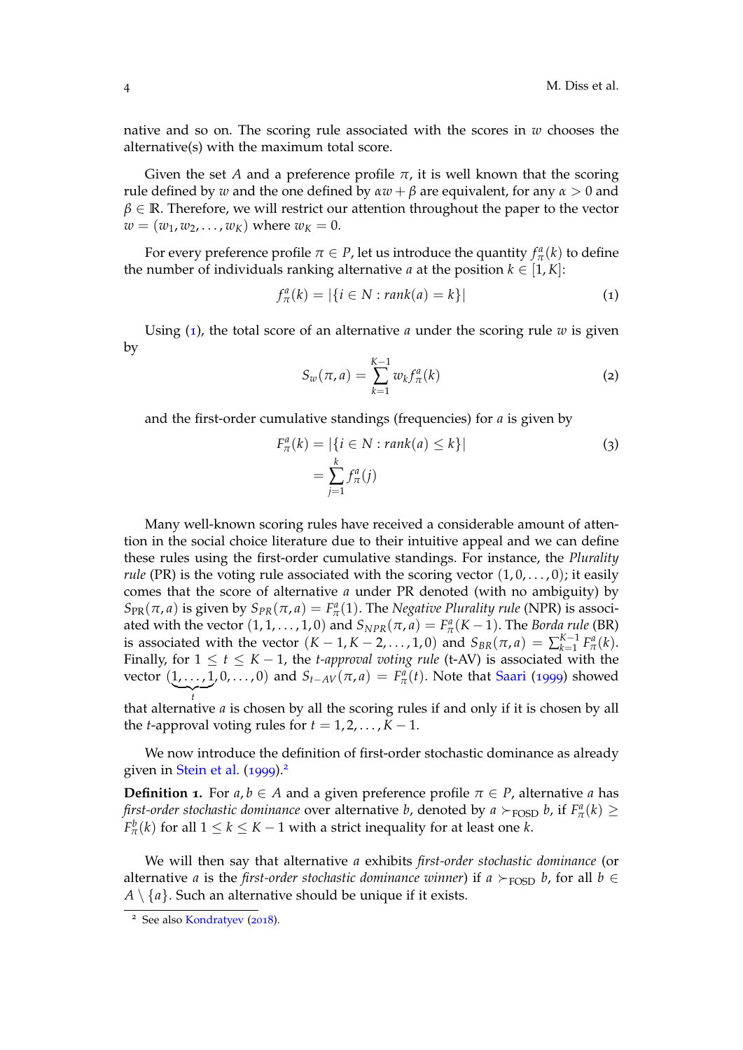native and so on. The scoring rule associated with the scores in $w$ chooses the alternative(s) with the maximum total score.

Given the set $A$ and a preference profile $\pi$, it is well known that the scoring rule defined by $w$ and the one defined by $\alpha w + \beta$ are equivalent, for any $\alpha > 0$ and $\beta \in \mathbb{R}$. Therefore, we will restrict our attention throughout the paper to the vector $w = (w_1, w_2, \ldots, w_K)$ where $w_K = 0$.

For every preference profile $\pi \in P$, let us introduce the quantity $f_\pi^a(k)$ to define the number of individuals ranking alternative $a$ at the position $k \in [1, K]$:

$$f_\pi^a(k) = |\{i \in N : rank(a) = k\}| \tag{1}$$

Using (1), the total score of an alternative $a$ under the scoring rule $w$ is given by

$$S_w(\pi, a) = \sum_{k=1}^{K-1} w_k f_\pi^a(k) \tag{2}$$

and the first-order cumulative standings (frequencies) for $a$ is given by

$$\begin{aligned} F_\pi^a(k) &= |\{i \in N : rank(a) \leq k\}| \\ &= \sum_{j=1}^{k} f_\pi^a(j) \end{aligned} \tag{3}$$

Many well-known scoring rules have received a considerable amount of attention in the social choice literature due to their intuitive appeal and we can define these rules using the first-order cumulative standings. For instance, the *Plurality rule* (PR) is the voting rule associated with the scoring vector $(1, 0, \ldots, 0)$; it easily comes that the score of alternative $a$ under PR denoted (with no ambiguity) by $S_{PR}(\pi, a)$ is given by $S_{PR}(\pi, a) = F_\pi^a(1)$. The *Negative Plurality rule* (NPR) is associated with the vector $(1, 1, \ldots, 1, 0)$ and $S_{NPR}(\pi, a) = F_\pi^a(K-1)$. The *Borda rule* (BR) is associated with the vector $(K-1, K-2, \ldots, 1, 0)$ and $S_{BR}(\pi, a) = \sum_{k=1}^{K-1} F_\pi^a(k)$. Finally, for $1 \leq t \leq K-1$, the *t-approval voting rule* (t-AV) is associated with the vector $(\underbrace{1, \ldots, 1}_{t}, 0, \ldots, 0)$ and $S_{t-AV}(\pi, a) = F_\pi^a(t)$. Note that Saari (1999) showed that alternative $a$ is chosen by all the scoring rules if and only if it is chosen by all the $t$-approval voting rules for $t = 1, 2, \ldots, K-1$.

We now introduce the definition of first-order stochastic dominance as already given in Stein et al. (1999).[2]

**Definition 1.** For $a, b \in A$ and a given preference profile $\pi \in P$, alternative $a$ has *first-order stochastic dominance* over alternative $b$, denoted by $a \succ_{\text{FOSD}} b$, if $F_\pi^a(k) \geq F_\pi^b(k)$ for all $1 \leq k \leq K-1$ with a strict inequality for at least one $k$.

We will then say that alternative $a$ exhibits *first-order stochastic dominance* (or alternative $a$ is the *first-order stochastic dominance winner*) if $a \succ_{\text{FOSD}} b$, for all $b \in A \setminus \{a\}$. Such an alternative should be unique if it exists.

[2] See also Kondratyev (2018).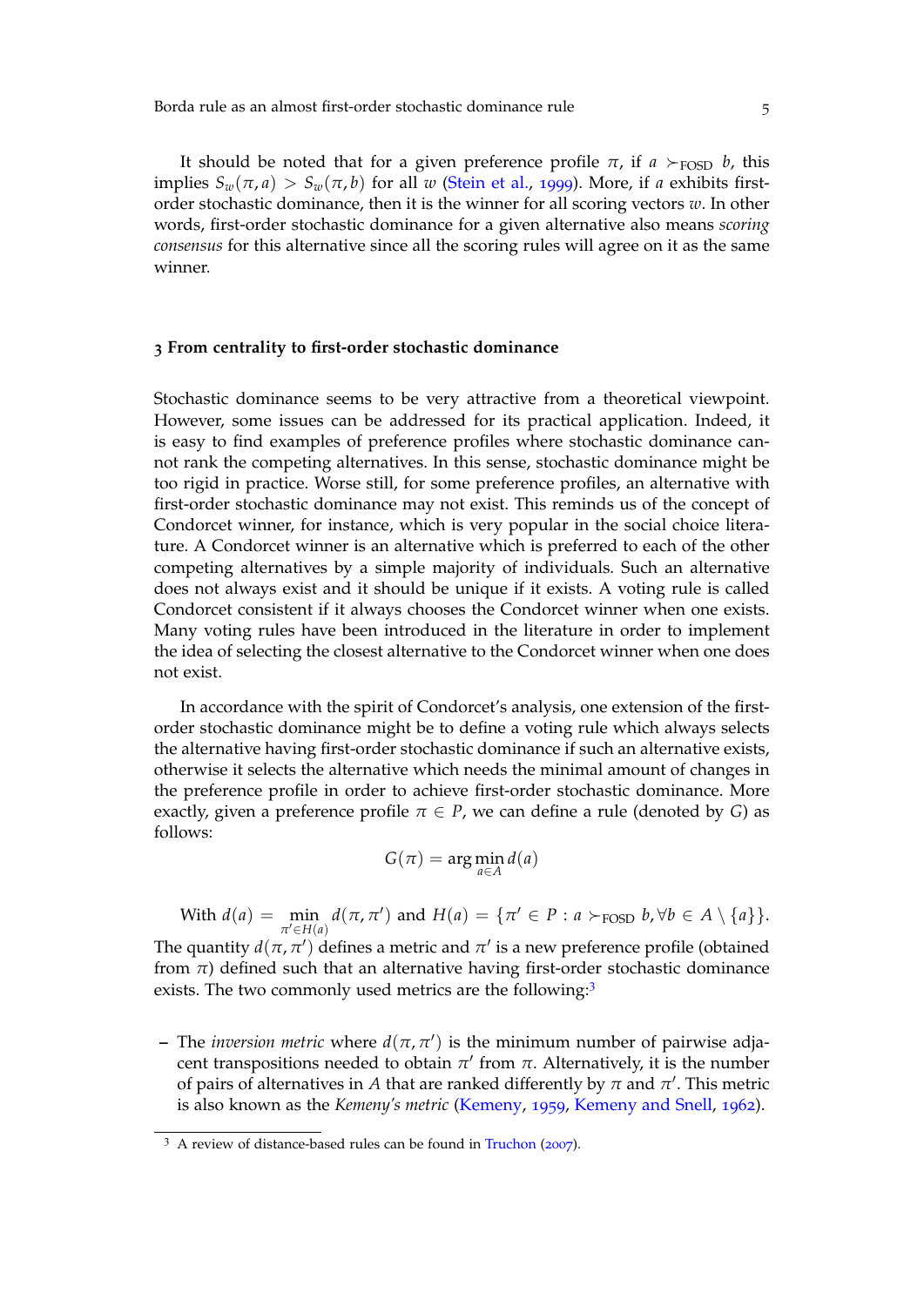It should be noted that for a given preference profile $\pi$, if $a \succ_{\text{FOSD}} b$, this implies $S_w(\pi, a) > S_w(\pi, b)$ for all $w$ (Stein et al., 1999). More, if $a$ exhibits first-order stochastic dominance, then it is the winner for all scoring vectors $w$. In other words, first-order stochastic dominance for a given alternative also means *scoring consensus* for this alternative since all the scoring rules will agree on it as the same winner.

## 3 From centrality to first-order stochastic dominance

Stochastic dominance seems to be very attractive from a theoretical viewpoint. However, some issues can be addressed for its practical application. Indeed, it is easy to find examples of preference profiles where stochastic dominance cannot rank the competing alternatives. In this sense, stochastic dominance might be too rigid in practice. Worse still, for some preference profiles, an alternative with first-order stochastic dominance may not exist. This reminds us of the concept of Condorcet winner, for instance, which is very popular in the social choice literature. A Condorcet winner is an alternative which is preferred to each of the other competing alternatives by a simple majority of individuals. Such an alternative does not always exist and it should be unique if it exists. A voting rule is called Condorcet consistent if it always chooses the Condorcet winner when one exists. Many voting rules have been introduced in the literature in order to implement the idea of selecting the closest alternative to the Condorcet winner when one does not exist.

In accordance with the spirit of Condorcet's analysis, one extension of the first-order stochastic dominance might be to define a voting rule which always selects the alternative having first-order stochastic dominance if such an alternative exists, otherwise it selects the alternative which needs the minimal amount of changes in the preference profile in order to achieve first-order stochastic dominance. More exactly, given a preference profile $\pi \in P$, we can define a rule (denoted by $G$) as follows:

$$G(\pi) = \arg\min_{a \in A} d(a)$$

With $d(a) = \min_{\pi' \in H(a)} d(\pi, \pi')$ and $H(a) = \{\pi' \in P : a \succ_{\text{FOSD}} b, \forall b \in A \setminus \{a\}\}$. The quantity $d(\pi, \pi')$ defines a metric and $\pi'$ is a new preference profile (obtained from $\pi$) defined such that an alternative having first-order stochastic dominance exists. The two commonly used metrics are the following:[3]

- The *inversion metric* where $d(\pi, \pi')$ is the minimum number of pairwise adjacent transpositions needed to obtain $\pi'$ from $\pi$. Alternatively, it is the number of pairs of alternatives in $A$ that are ranked differently by $\pi$ and $\pi'$. This metric is also known as the *Kemeny's metric* (Kemeny, 1959, Kemeny and Snell, 1962).

[3] A review of distance-based rules can be found in Truchon (2007).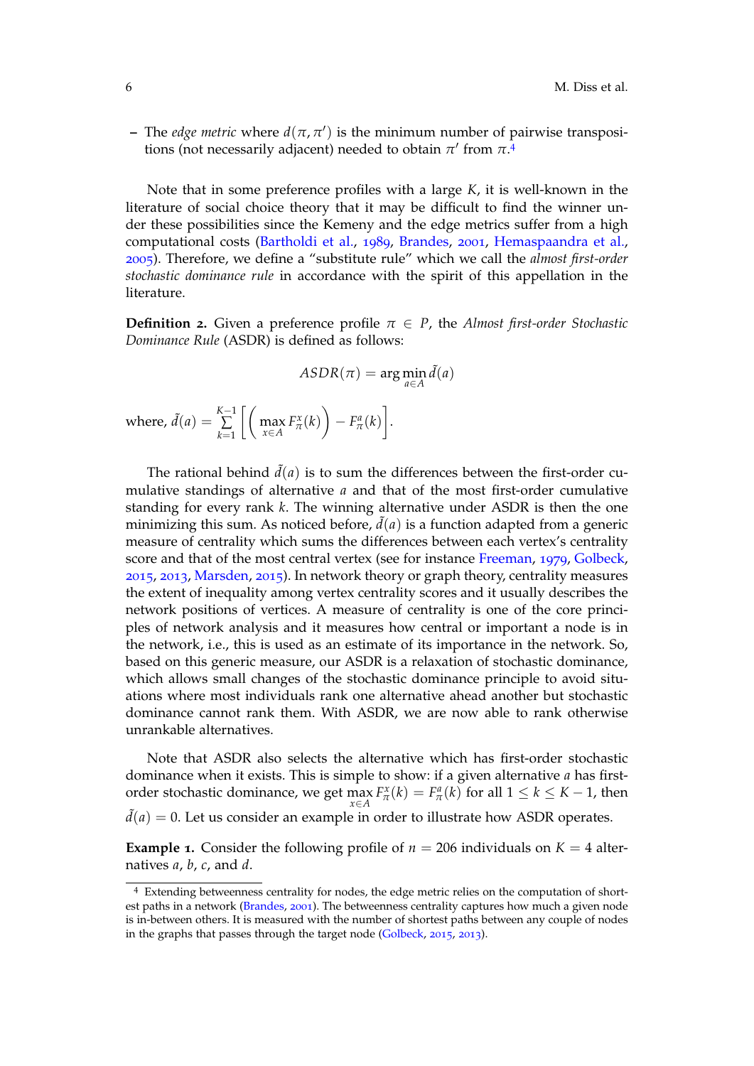– The *edge metric* where $d(\pi, \pi')$ is the minimum number of pairwise transpositions (not necessarily adjacent) needed to obtain $\pi'$ from $\pi$.[4]

Note that in some preference profiles with a large $K$, it is well-known in the literature of social choice theory that it may be difficult to find the winner under these possibilities since the Kemeny and the edge metrics suffer from a high computational costs (Bartholdi et al., 1989, Brandes, 2001, Hemaspaandra et al., 2005). Therefore, we define a "substitute rule" which we call the *almost first-order stochastic dominance rule* in accordance with the spirit of this appellation in the literature.

**Definition 2.** Given a preference profile $\pi \in P$, the *Almost first-order Stochastic Dominance Rule* (ASDR) is defined as follows:

$$ASDR(\pi) = \arg\min_{a \in A} \tilde{d}(a)$$

where, $\tilde{d}(a) = \sum_{k=1}^{K-1} \left[ \left( \max_{x \in A} F_{\pi}^{x}(k) \right) - F_{\pi}^{a}(k) \right]$.

The rational behind $\tilde{d}(a)$ is to sum the differences between the first-order cumulative standings of alternative $a$ and that of the most first-order cumulative standing for every rank $k$. The winning alternative under ASDR is then the one minimizing this sum. As noticed before, $\tilde{d}(a)$ is a function adapted from a generic measure of centrality which sums the differences between each vertex's centrality score and that of the most central vertex (see for instance Freeman, 1979, Golbeck, 2015, 2013, Marsden, 2015). In network theory or graph theory, centrality measures the extent of inequality among vertex centrality scores and it usually describes the network positions of vertices. A measure of centrality is one of the core principles of network analysis and it measures how central or important a node is in the network, i.e., this is used as an estimate of its importance in the network. So, based on this generic measure, our ASDR is a relaxation of stochastic dominance, which allows small changes of the stochastic dominance principle to avoid situations where most individuals rank one alternative ahead another but stochastic dominance cannot rank them. With ASDR, we are now able to rank otherwise unrankable alternatives.

Note that ASDR also selects the alternative which has first-order stochastic dominance when it exists. This is simple to show: if a given alternative $a$ has first-order stochastic dominance, we get $\max_{x \in A} F_{\pi}^{x}(k) = F_{\pi}^{a}(k)$ for all $1 \leq k \leq K-1$, then $\tilde{d}(a) = 0$. Let us consider an example in order to illustrate how ASDR operates.

**Example 1.** Consider the following profile of $n = 206$ individuals on $K = 4$ alternatives $a$, $b$, $c$, and $d$.

---

[4] Extending betweenness centrality for nodes, the edge metric relies on the computation of shortest paths in a network (Brandes, 2001). The betweenness centrality captures how much a given node is in-between others. It is measured with the number of shortest paths between any couple of nodes in the graphs that passes through the target node (Golbeck, 2015, 2013).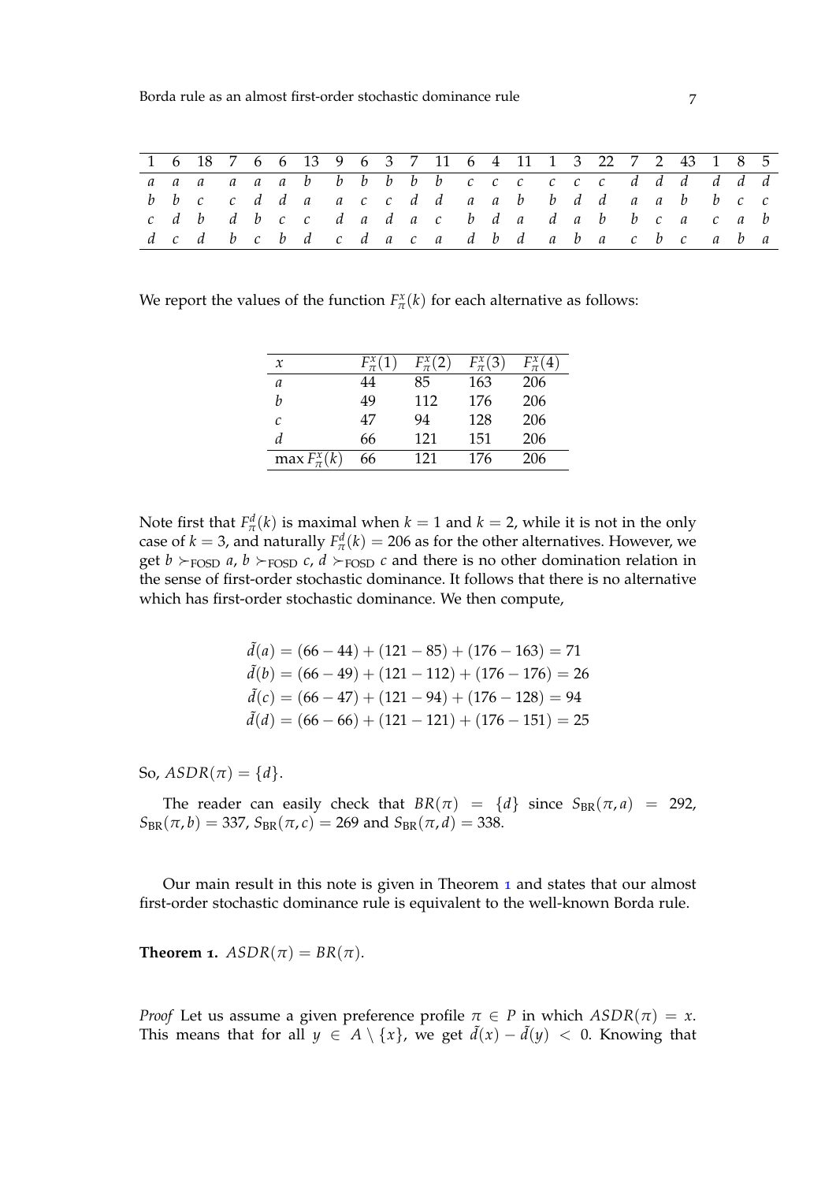| 1 | 6 | 18 | 7 | 6 | 6 | 13 | 9 | 6 | 3 | 7 | 11 | 6 | 4 | 11 | 1 | 3 | 22 | 7 | 2 | 43 | 1 | 8 | 5 |
|---|---|---|---|---|---|---|---|---|---|---|---|---|---|---|---|---|---|---|---|---|---|---|---|
| *a* | *a* | *a* | *a* | *a* | *a* | *b* | *b* | *b* | *b* | *b* | *b* | *c* | *c* | *c* | *c* | *c* | *c* | *d* | *d* | *d* | *d* | *d* | *d* |
| *b* | *b* | *c* | *c* | *d* | *d* | *a* | *a* | *c* | *c* | *d* | *d* | *a* | *a* | *b* | *b* | *d* | *d* | *a* | *a* | *b* | *b* | *c* | *c* |
| *c* | *d* | *b* | *d* | *b* | *c* | *c* | *d* | *a* | *d* | *a* | *c* | *b* | *d* | *a* | *d* | *a* | *b* | *b* | *c* | *a* | *c* | *a* | *b* |
| *d* | *c* | *d* | *b* | *c* | *b* | *d* | *c* | *d* | *a* | *c* | *a* | *d* | *b* | *d* | *a* | *b* | *a* | *c* | *b* | *c* | *a* | *b* | *a* |

We report the values of the function $F_\pi^x(k)$ for each alternative as follows:

| $x$ | $F_\pi^x(1)$ | $F_\pi^x(2)$ | $F_\pi^x(3)$ | $F_\pi^x(4)$ |
|---|---|---|---|---|
| $a$ | 44 | 85 | 163 | 206 |
| $b$ | 49 | 112 | 176 | 206 |
| $c$ | 47 | 94 | 128 | 206 |
| $d$ | 66 | 121 | 151 | 206 |
| $\max F_\pi^x(k)$ | 66 | 121 | 176 | 206 |

Note first that $F_\pi^d(k)$ is maximal when $k = 1$ and $k = 2$, while it is not in the only case of $k = 3$, and naturally $F_\pi^d(k) = 206$ as for the other alternatives. However, we get $b \succ_{\text{FOSD}} a$, $b \succ_{\text{FOSD}} c$, $d \succ_{\text{FOSD}} c$ and there is no other domination relation in the sense of first-order stochastic dominance. It follows that there is no alternative which has first-order stochastic dominance. We then compute,

$$\tilde{d}(a) = (66 - 44) + (121 - 85) + (176 - 163) = 71$$
$$\tilde{d}(b) = (66 - 49) + (121 - 112) + (176 - 176) = 26$$
$$\tilde{d}(c) = (66 - 47) + (121 - 94) + (176 - 128) = 94$$
$$\tilde{d}(d) = (66 - 66) + (121 - 121) + (176 - 151) = 25$$

So, $ASDR(\pi) = \{d\}$.

The reader can easily check that $BR(\pi) = \{d\}$ since $S_{\text{BR}}(\pi, a) = 292$, $S_{\text{BR}}(\pi, b) = 337$, $S_{\text{BR}}(\pi, c) = 269$ and $S_{\text{BR}}(\pi, d) = 338$.

Our main result in this note is given in Theorem 1 and states that our almost first-order stochastic dominance rule is equivalent to the well-known Borda rule.

**Theorem 1.** $ASDR(\pi) = BR(\pi)$.

*Proof* Let us assume a given preference profile $\pi \in P$ in which $ASDR(\pi) = x$. This means that for all $y \in A \setminus \{x\}$, we get $\tilde{d}(x) - \tilde{d}(y) < 0$. Knowing that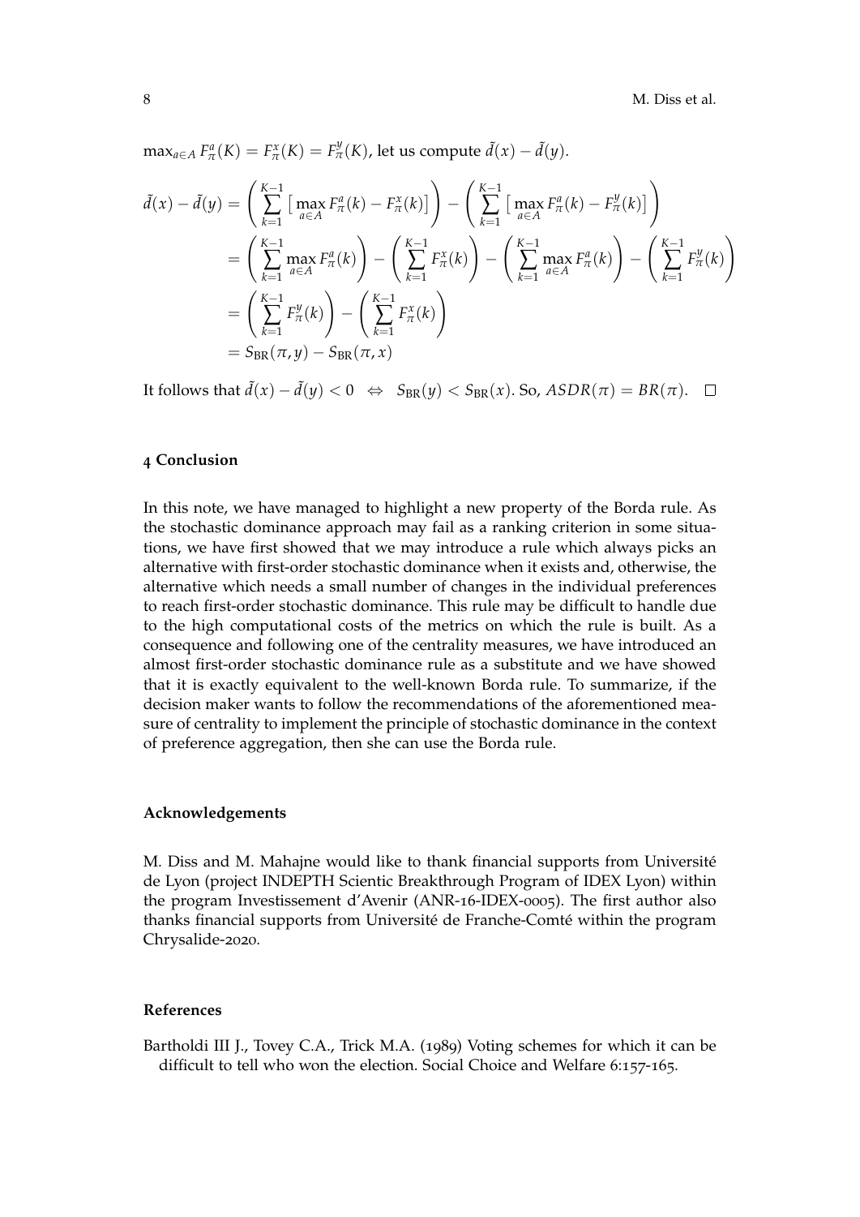$\max_{a \in A} F_\pi^a(K) = F_\pi^x(K) = F_\pi^y(K)$, let us compute $\tilde{d}(x) - \tilde{d}(y)$.

$$\begin{aligned}
\tilde{d}(x) - \tilde{d}(y) &= \left( \sum_{k=1}^{K-1} \left[ \max_{a \in A} F_\pi^a(k) - F_\pi^x(k) \right] \right) - \left( \sum_{k=1}^{K-1} \left[ \max_{a \in A} F_\pi^a(k) - F_\pi^y(k) \right] \right) \\
&= \left( \sum_{k=1}^{K-1} \max_{a \in A} F_\pi^a(k) \right) - \left( \sum_{k=1}^{K-1} F_\pi^x(k) \right) - \left( \sum_{k=1}^{K-1} \max_{a \in A} F_\pi^a(k) \right) - \left( \sum_{k=1}^{K-1} F_\pi^y(k) \right) \\
&= \left( \sum_{k=1}^{K-1} F_\pi^y(k) \right) - \left( \sum_{k=1}^{K-1} F_\pi^x(k) \right) \\
&= S_{\text{BR}}(\pi, y) - S_{\text{BR}}(\pi, x)
\end{aligned}$$

It follows that $\tilde{d}(x) - \tilde{d}(y) < 0 \quad \Leftrightarrow \quad S_{\text{BR}}(y) < S_{\text{BR}}(x)$. So, $ASDR(\pi) = BR(\pi)$. $\square$

## 4 Conclusion

In this note, we have managed to highlight a new property of the Borda rule. As the stochastic dominance approach may fail as a ranking criterion in some situations, we have first showed that we may introduce a rule which always picks an alternative with first-order stochastic dominance when it exists and, otherwise, the alternative which needs a small number of changes in the individual preferences to reach first-order stochastic dominance. This rule may be difficult to handle due to the high computational costs of the metrics on which the rule is built. As a consequence and following one of the centrality measures, we have introduced an almost first-order stochastic dominance rule as a substitute and we have showed that it is exactly equivalent to the well-known Borda rule. To summarize, if the decision maker wants to follow the recommendations of the aforementioned measure of centrality to implement the principle of stochastic dominance in the context of preference aggregation, then she can use the Borda rule.

### Acknowledgements

M. Diss and M. Mahajne would like to thank financial supports from Université de Lyon (project INDEPTH Scientic Breakthrough Program of IDEX Lyon) within the program Investissement d'Avenir (ANR-16-IDEX-0005). The first author also thanks financial supports from Université de Franche-Comté within the program Chrysalide-2020.

### References

Bartholdi III J., Tovey C.A., Trick M.A. (1989) Voting schemes for which it can be difficult to tell who won the election. Social Choice and Welfare 6:157-165.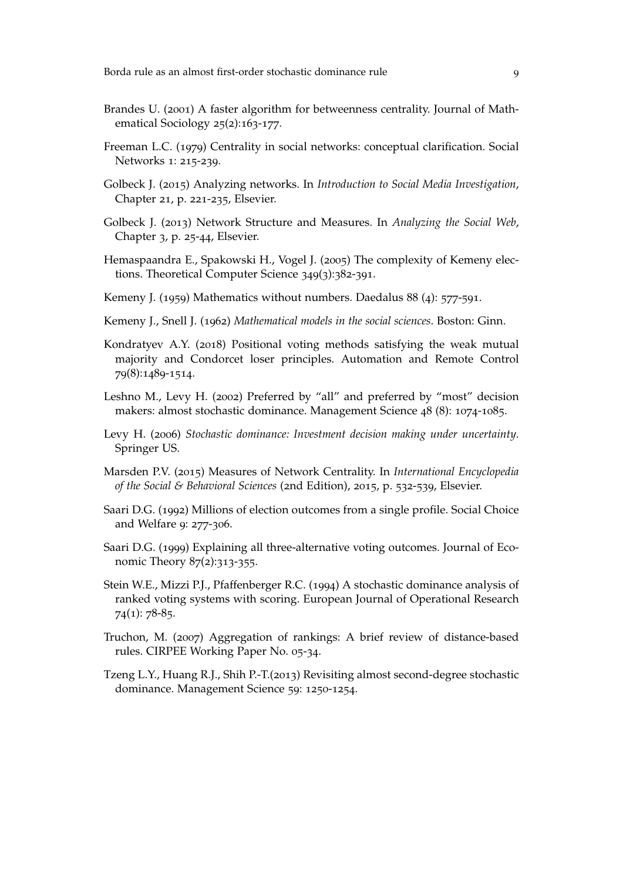Brandes U. (2001) A faster algorithm for betweenness centrality. Journal of Mathematical Sociology 25(2):163-177.

Freeman L.C. (1979) Centrality in social networks: conceptual clarification. Social Networks 1: 215-239.

Golbeck J. (2015) Analyzing networks. In *Introduction to Social Media Investigation*, Chapter 21, p. 221-235, Elsevier.

Golbeck J. (2013) Network Structure and Measures. In *Analyzing the Social Web*, Chapter 3, p. 25-44, Elsevier.

Hemaspaandra E., Spakowski H., Vogel J. (2005) The complexity of Kemeny elections. Theoretical Computer Science 349(3):382-391.

Kemeny J. (1959) Mathematics without numbers. Daedalus 88 (4): 577-591.

Kemeny J., Snell J. (1962) *Mathematical models in the social sciences*. Boston: Ginn.

Kondratyev A.Y. (2018) Positional voting methods satisfying the weak mutual majority and Condorcet loser principles. Automation and Remote Control 79(8):1489-1514.

Leshno M., Levy H. (2002) Preferred by "all" and preferred by "most" decision makers: almost stochastic dominance. Management Science 48 (8): 1074-1085.

Levy H. (2006) *Stochastic dominance: Investment decision making under uncertainty*. Springer US.

Marsden P.V. (2015) Measures of Network Centrality. In *International Encyclopedia of the Social & Behavioral Sciences* (2nd Edition), 2015, p. 532-539, Elsevier.

Saari D.G. (1992) Millions of election outcomes from a single profile. Social Choice and Welfare 9: 277-306.

Saari D.G. (1999) Explaining all three-alternative voting outcomes. Journal of Economic Theory 87(2):313-355.

Stein W.E., Mizzi P.J., Pfaffenberger R.C. (1994) A stochastic dominance analysis of ranked voting systems with scoring. European Journal of Operational Research 74(1): 78-85.

Truchon, M. (2007) Aggregation of rankings: A brief review of distance-based rules. CIRPEE Working Paper No. 05-34.

Tzeng L.Y., Huang R.J., Shih P.-T.(2013) Revisiting almost second-degree stochastic dominance. Management Science 59: 1250-1254.